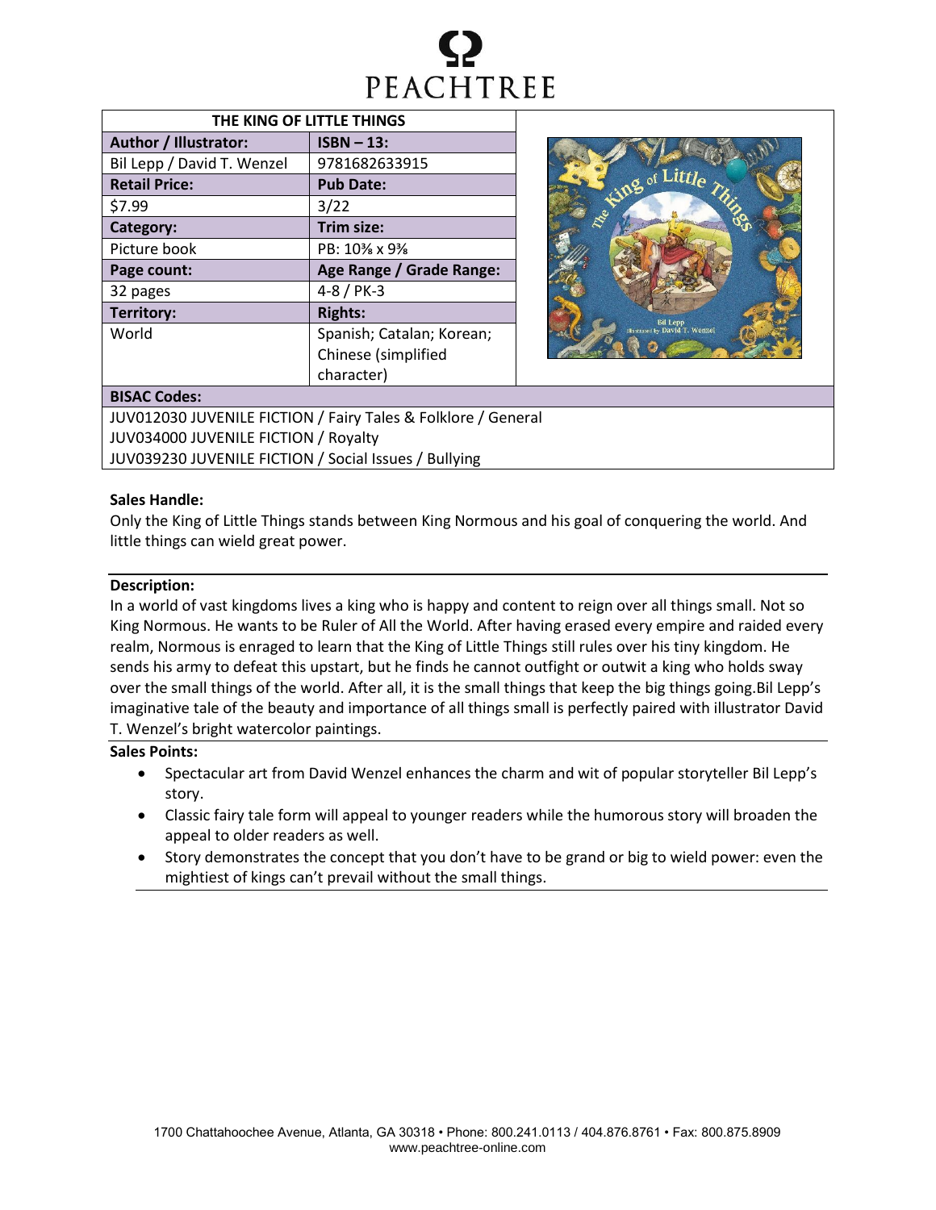PEACHTREE

| THE KING OF LITTLE THINGS | |
|---|---|
| **Author / Illustrator:** | **ISBN – 13:** |
| Bil Lepp / David T. Wenzel | 9781682633915 |
| **Retail Price:** | **Pub Date:** |
| $7.99 | 3/22 |
| **Category:** | **Trim size:** |
| Picture book | PB: 10⅜ x 9⅜ |
| **Page count:** | **Age Range / Grade Range:** |
| 32 pages | 4-8 / PK-3 |
| **Territory:** | **Rights:** |
| World | Spanish; Catalan; Korean; Chinese (simplified character) |

**BISAC Codes:**

JUV012030 JUVENILE FICTION / Fairy Tales & Folklore / General
JUV034000 JUVENILE FICTION / Royalty
JUV039230 JUVENILE FICTION / Social Issues / Bullying

**Sales Handle:**

Only the King of Little Things stands between King Normous and his goal of conquering the world. And little things can wield great power.

**Description:**

In a world of vast kingdoms lives a king who is happy and content to reign over all things small. Not so King Normous. He wants to be Ruler of All the World. After having erased every empire and raided every realm, Normous is enraged to learn that the King of Little Things still rules over his tiny kingdom. He sends his army to defeat this upstart, but he finds he cannot outfight or outwit a king who holds sway over the small things of the world. After all, it is the small things that keep the big things going.Bil Lepp's imaginative tale of the beauty and importance of all things small is perfectly paired with illustrator David T. Wenzel's bright watercolor paintings.

**Sales Points:**

- Spectacular art from David Wenzel enhances the charm and wit of popular storyteller Bil Lepp's story.
- Classic fairy tale form will appeal to younger readers while the humorous story will broaden the appeal to older readers as well.
- Story demonstrates the concept that you don't have to be grand or big to wield power: even the mightiest of kings can't prevail without the small things.

1700 Chattahoochee Avenue, Atlanta, GA 30318 • Phone: 800.241.0113 / 404.876.8761 • Fax: 800.875.8909
www.peachtree-online.com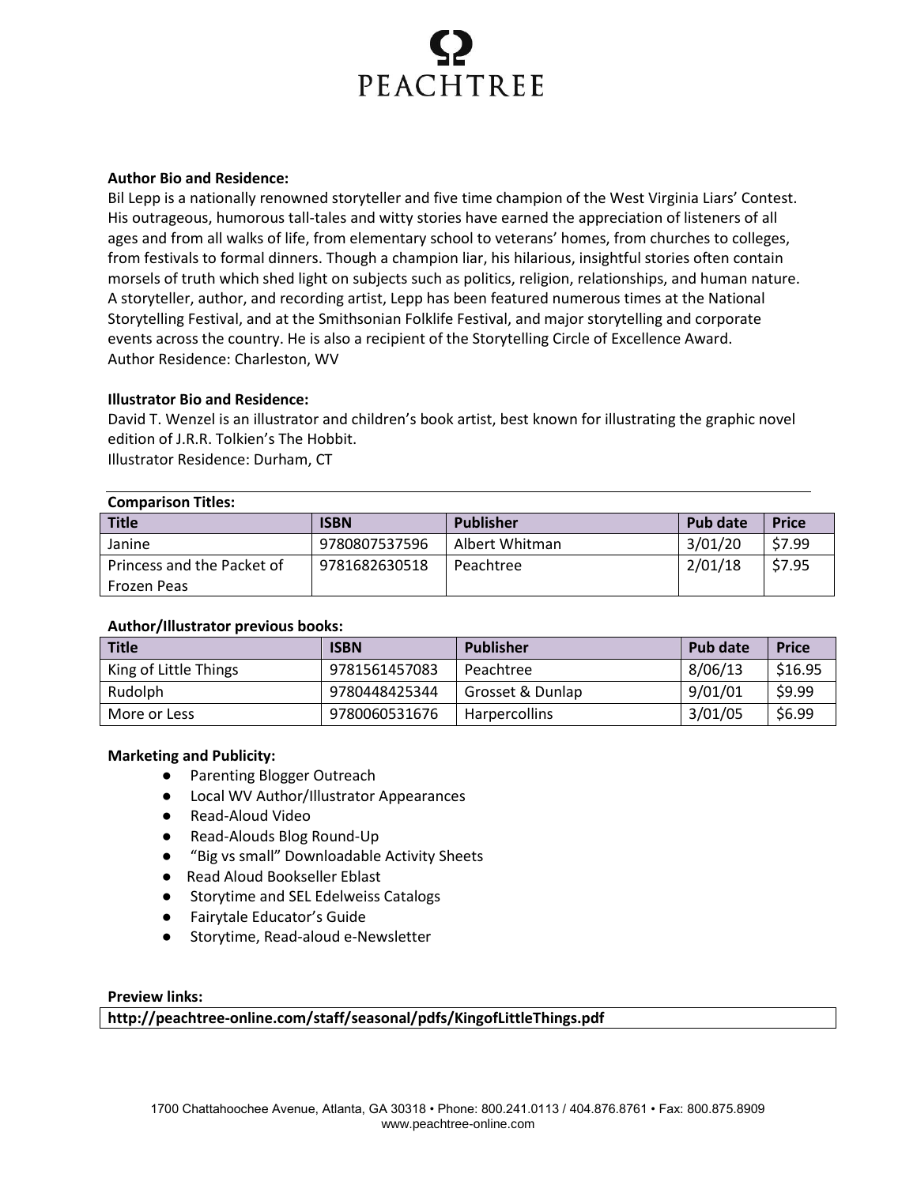**Author Bio and Residence:**
Bil Lepp is a nationally renowned storyteller and five time champion of the West Virginia Liars' Contest. His outrageous, humorous tall-tales and witty stories have earned the appreciation of listeners of all ages and from all walks of life, from elementary school to veterans' homes, from churches to colleges, from festivals to formal dinners. Though a champion liar, his hilarious, insightful stories often contain morsels of truth which shed light on subjects such as politics, religion, relationships, and human nature. A storyteller, author, and recording artist, Lepp has been featured numerous times at the National Storytelling Festival, and at the Smithsonian Folklife Festival, and major storytelling and corporate events across the country. He is also a recipient of the Storytelling Circle of Excellence Award.
Author Residence: Charleston, WV

**Illustrator Bio and Residence:**
David T. Wenzel is an illustrator and children's book artist, best known for illustrating the graphic novel edition of J.R.R. Tolkien's The Hobbit.
Illustrator Residence: Durham, CT

**Comparison Titles:**

| Title | ISBN | Publisher | Pub date | Price |
|---|---|---|---|---|
| Janine | 9780807537596 | Albert Whitman | 3/01/20 | $7.99 |
| Princess and the Packet of Frozen Peas | 9781682630518 | Peachtree | 2/01/18 | $7.95 |

**Author/Illustrator previous books:**

| Title | ISBN | Publisher | Pub date | Price |
|---|---|---|---|---|
| King of Little Things | 9781561457083 | Peachtree | 8/06/13 | $16.95 |
| Rudolph | 9780448425344 | Grosset & Dunlap | 9/01/01 | $9.99 |
| More or Less | 9780060531676 | Harpercollins | 3/01/05 | $6.99 |

**Marketing and Publicity:**

- Parenting Blogger Outreach
- Local WV Author/Illustrator Appearances
- Read-Aloud Video
- Read-Alouds Blog Round-Up
- "Big vs small" Downloadable Activity Sheets
- Read Aloud Bookseller Eblast
- Storytime and SEL Edelweiss Catalogs
- Fairytale Educator's Guide
- Storytime, Read-aloud e-Newsletter

**Preview links:**

**http://peachtree-online.com/staff/seasonal/pdfs/KingofLittleThings.pdf**